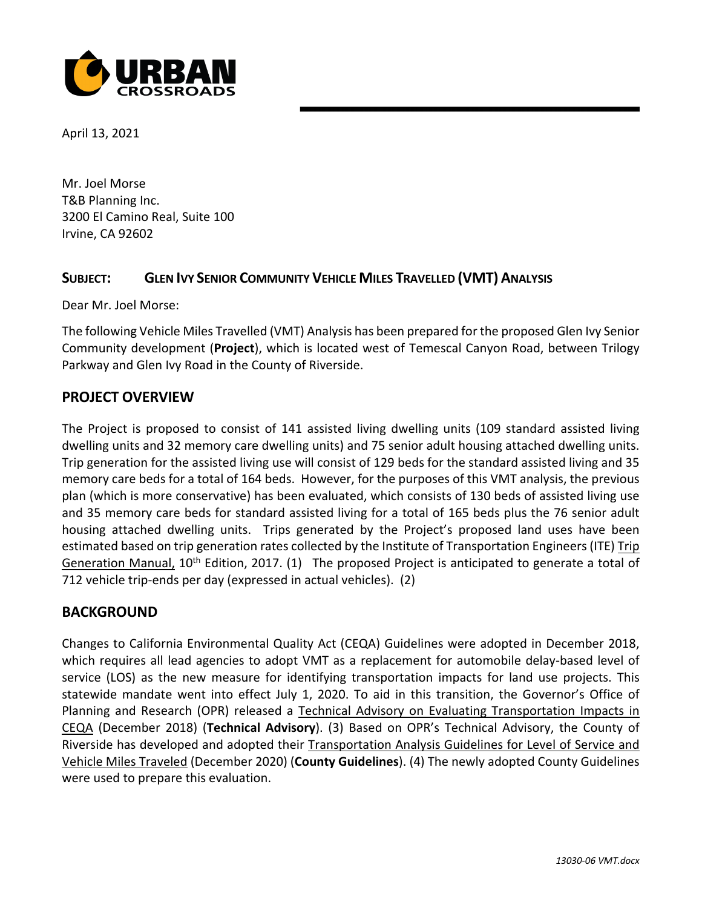April 13, 2021

Mr. Joel Morse
T&B Planning Inc.
3200 El Camino Real, Suite 100
Irvine, CA 92602

**SUBJECT: GLEN IVY SENIOR COMMUNITY VEHICLE MILES TRAVELLED (VMT) ANALYSIS**

Dear Mr. Joel Morse:

The following Vehicle Miles Travelled (VMT) Analysis has been prepared for the proposed Glen Ivy Senior Community development (**Project**), which is located west of Temescal Canyon Road, between Trilogy Parkway and Glen Ivy Road in the County of Riverside.

## PROJECT OVERVIEW

The Project is proposed to consist of 141 assisted living dwelling units (109 standard assisted living dwelling units and 32 memory care dwelling units) and 75 senior adult housing attached dwelling units. Trip generation for the assisted living use will consist of 129 beds for the standard assisted living and 35 memory care beds for a total of 164 beds. However, for the purposes of this VMT analysis, the previous plan (which is more conservative) has been evaluated, which consists of 130 beds of assisted living use and 35 memory care beds for standard assisted living for a total of 165 beds plus the 76 senior adult housing attached dwelling units. Trips generated by the Project's proposed land uses have been estimated based on trip generation rates collected by the Institute of Transportation Engineers (ITE) Trip Generation Manual, 10th Edition, 2017. (1) The proposed Project is anticipated to generate a total of 712 vehicle trip-ends per day (expressed in actual vehicles). (2)

## BACKGROUND

Changes to California Environmental Quality Act (CEQA) Guidelines were adopted in December 2018, which requires all lead agencies to adopt VMT as a replacement for automobile delay-based level of service (LOS) as the new measure for identifying transportation impacts for land use projects. This statewide mandate went into effect July 1, 2020. To aid in this transition, the Governor's Office of Planning and Research (OPR) released a Technical Advisory on Evaluating Transportation Impacts in CEQA (December 2018) (**Technical Advisory**). (3) Based on OPR's Technical Advisory, the County of Riverside has developed and adopted their Transportation Analysis Guidelines for Level of Service and Vehicle Miles Traveled (December 2020) (**County Guidelines**). (4) The newly adopted County Guidelines were used to prepare this evaluation.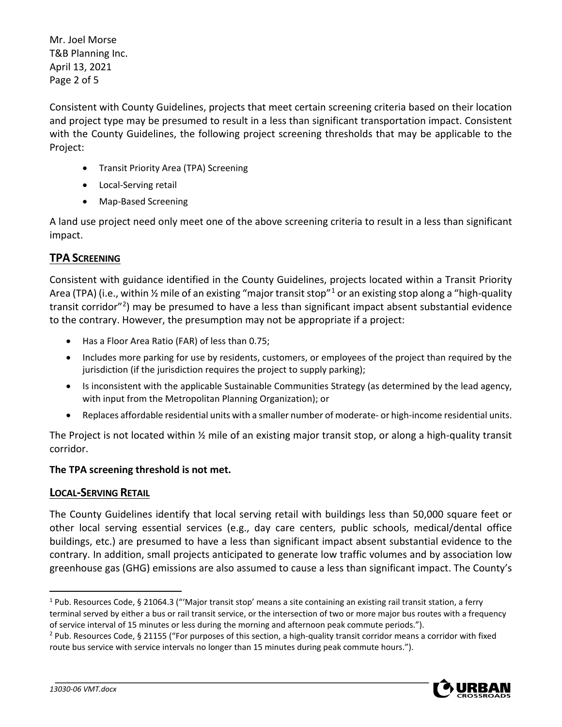Consistent with County Guidelines, projects that meet certain screening criteria based on their location and project type may be presumed to result in a less than significant transportation impact. Consistent with the County Guidelines, the following project screening thresholds that may be applicable to the Project:

- Transit Priority Area (TPA) Screening
- Local-Serving retail
- Map-Based Screening

A land use project need only meet one of the above screening criteria to result in a less than significant impact.

## TPA SCREENING

Consistent with guidance identified in the County Guidelines, projects located within a Transit Priority Area (TPA) (i.e., within ½ mile of an existing "major transit stop"[1] or an existing stop along a "high-quality transit corridor"[2]) may be presumed to have a less than significant impact absent substantial evidence to the contrary. However, the presumption may not be appropriate if a project:

- Has a Floor Area Ratio (FAR) of less than 0.75;
- Includes more parking for use by residents, customers, or employees of the project than required by the jurisdiction (if the jurisdiction requires the project to supply parking);
- Is inconsistent with the applicable Sustainable Communities Strategy (as determined by the lead agency, with input from the Metropolitan Planning Organization); or
- Replaces affordable residential units with a smaller number of moderate- or high-income residential units.

The Project is not located within ½ mile of an existing major transit stop, or along a high-quality transit corridor.

**The TPA screening threshold is not met.**

## LOCAL-SERVING RETAIL

The County Guidelines identify that local serving retail with buildings less than 50,000 square feet or other local serving essential services (e.g., day care centers, public schools, medical/dental office buildings, etc.) are presumed to have a less than significant impact absent substantial evidence to the contrary. In addition, small projects anticipated to generate low traffic volumes and by association low greenhouse gas (GHG) emissions are also assumed to cause a less than significant impact. The County's

---

[1] Pub. Resources Code, § 21064.3 ("'Major transit stop' means a site containing an existing rail transit station, a ferry terminal served by either a bus or rail transit service, or the intersection of two or more major bus routes with a frequency of service interval of 15 minutes or less during the morning and afternoon peak commute periods.").

[2] Pub. Resources Code, § 21155 ("For purposes of this section, a high-quality transit corridor means a corridor with fixed route bus service with service intervals no longer than 15 minutes during peak commute hours.").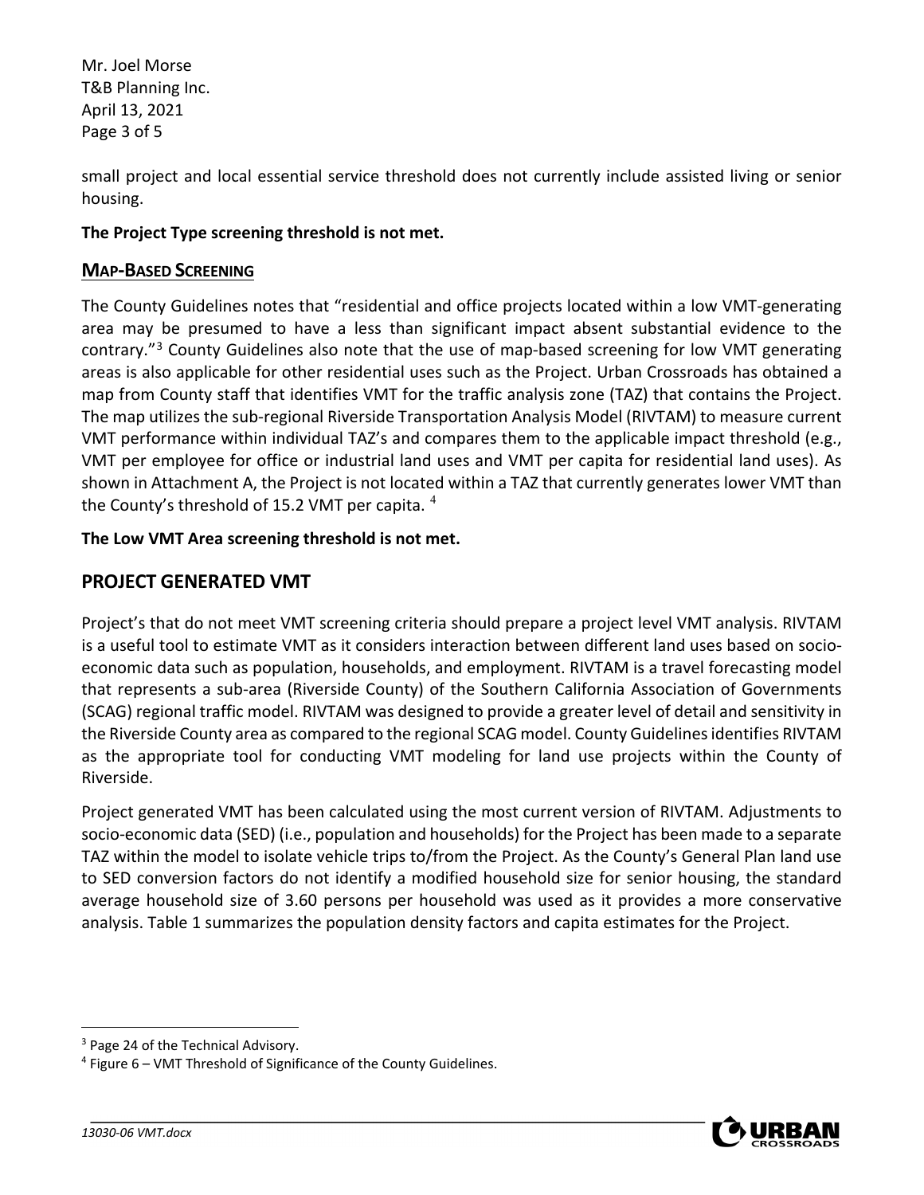small project and local essential service threshold does not currently include assisted living or senior housing.

**The Project Type screening threshold is not met.**

### MAP-BASED SCREENING

The County Guidelines notes that "residential and office projects located within a low VMT-generating area may be presumed to have a less than significant impact absent substantial evidence to the contrary."[3] County Guidelines also note that the use of map-based screening for low VMT generating areas is also applicable for other residential uses such as the Project. Urban Crossroads has obtained a map from County staff that identifies VMT for the traffic analysis zone (TAZ) that contains the Project. The map utilizes the sub-regional Riverside Transportation Analysis Model (RIVTAM) to measure current VMT performance within individual TAZ's and compares them to the applicable impact threshold (e.g., VMT per employee for office or industrial land uses and VMT per capita for residential land uses). As shown in Attachment A, the Project is not located within a TAZ that currently generates lower VMT than the County's threshold of 15.2 VMT per capita. [4]

**The Low VMT Area screening threshold is not met.**

## PROJECT GENERATED VMT

Project's that do not meet VMT screening criteria should prepare a project level VMT analysis. RIVTAM is a useful tool to estimate VMT as it considers interaction between different land uses based on socio-economic data such as population, households, and employment. RIVTAM is a travel forecasting model that represents a sub-area (Riverside County) of the Southern California Association of Governments (SCAG) regional traffic model. RIVTAM was designed to provide a greater level of detail and sensitivity in the Riverside County area as compared to the regional SCAG model. County Guidelines identifies RIVTAM as the appropriate tool for conducting VMT modeling for land use projects within the County of Riverside.

Project generated VMT has been calculated using the most current version of RIVTAM. Adjustments to socio-economic data (SED) (i.e., population and households) for the Project has been made to a separate TAZ within the model to isolate vehicle trips to/from the Project. As the County's General Plan land use to SED conversion factors do not identify a modified household size for senior housing, the standard average household size of 3.60 persons per household was used as it provides a more conservative analysis. Table 1 summarizes the population density factors and capita estimates for the Project.

---

[3] Page 24 of the Technical Advisory.

[4] Figure 6 – VMT Threshold of Significance of the County Guidelines.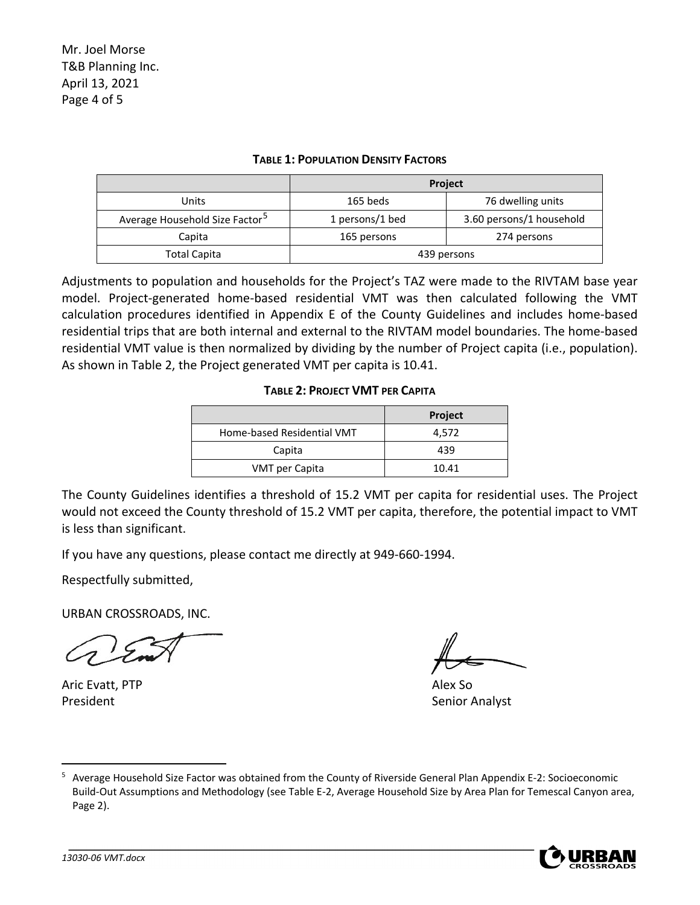**TABLE 1: POPULATION DENSITY FACTORS**

| | Project | |
|---|---|---|
| Units | 165 beds | 76 dwelling units |
| Average Household Size Factor[5] | 1 persons/1 bed | 3.60 persons/1 household |
| Capita | 165 persons | 274 persons |
| Total Capita | 439 persons | |

Adjustments to population and households for the Project's TAZ were made to the RIVTAM base year model. Project-generated home-based residential VMT was then calculated following the VMT calculation procedures identified in Appendix E of the County Guidelines and includes home-based residential trips that are both internal and external to the RIVTAM model boundaries. The home-based residential VMT value is then normalized by dividing by the number of Project capita (i.e., population). As shown in Table 2, the Project generated VMT per capita is 10.41.

**TABLE 2: PROJECT VMT PER CAPITA**

| | Project |
|---|---|
| Home-based Residential VMT | 4,572 |
| Capita | 439 |
| VMT per Capita | 10.41 |

The County Guidelines identifies a threshold of 15.2 VMT per capita for residential uses. The Project would not exceed the County threshold of 15.2 VMT per capita, therefore, the potential impact to VMT is less than significant.

If you have any questions, please contact me directly at 949-660-1994.

Respectfully submitted,

URBAN CROSSROADS, INC.

Aric Evatt, PTP
President

Alex So
Senior Analyst

[5] Average Household Size Factor was obtained from the County of Riverside General Plan Appendix E-2: Socioeconomic Build-Out Assumptions and Methodology (see Table E-2, Average Household Size by Area Plan for Temescal Canyon area, Page 2).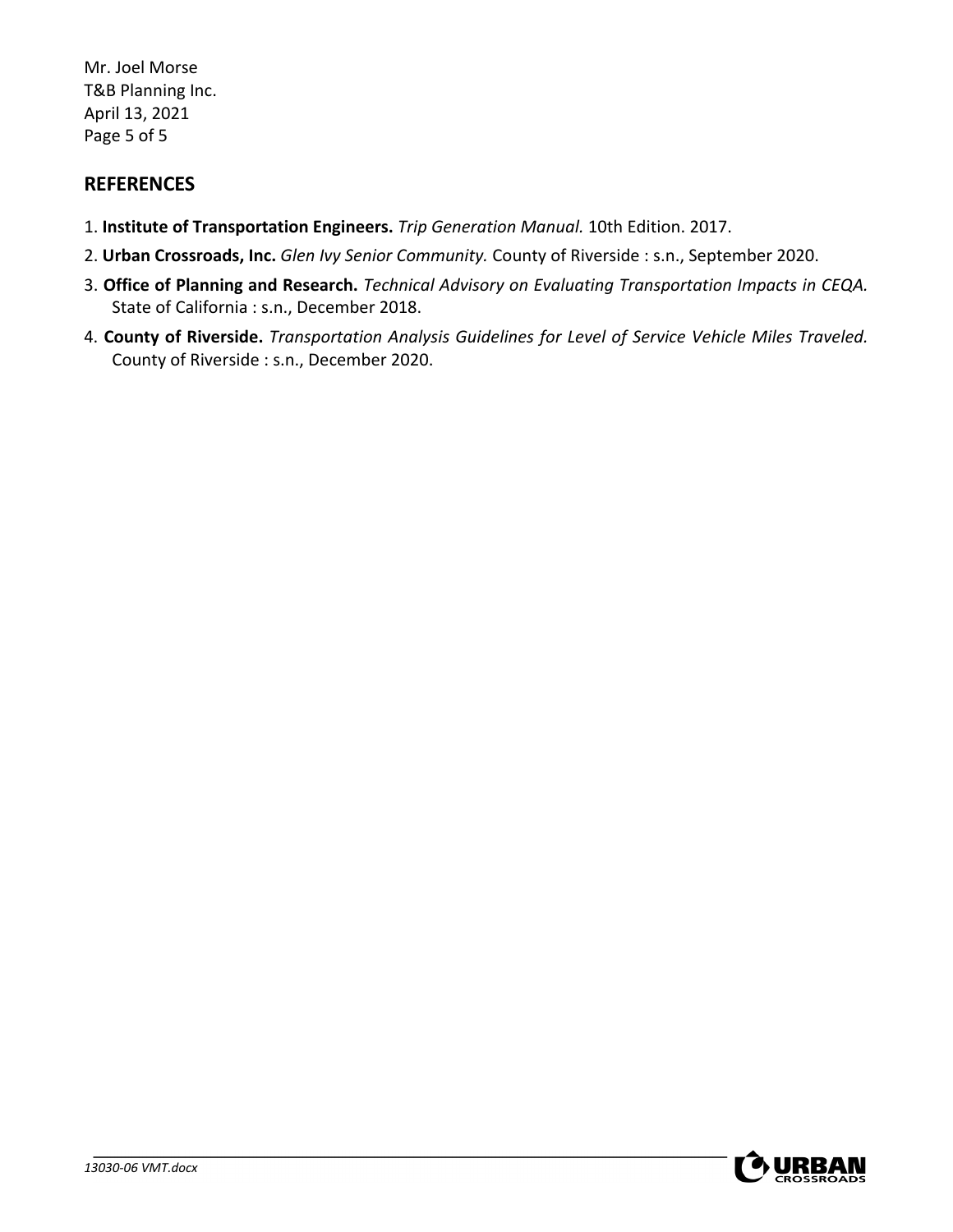## REFERENCES

1. **Institute of Transportation Engineers.** *Trip Generation Manual.* 10th Edition. 2017.
2. **Urban Crossroads, Inc.** *Glen Ivy Senior Community.* County of Riverside : s.n., September 2020.
3. **Office of Planning and Research.** *Technical Advisory on Evaluating Transportation Impacts in CEQA.* State of California : s.n., December 2018.
4. **County of Riverside.** *Transportation Analysis Guidelines for Level of Service Vehicle Miles Traveled.* County of Riverside : s.n., December 2020.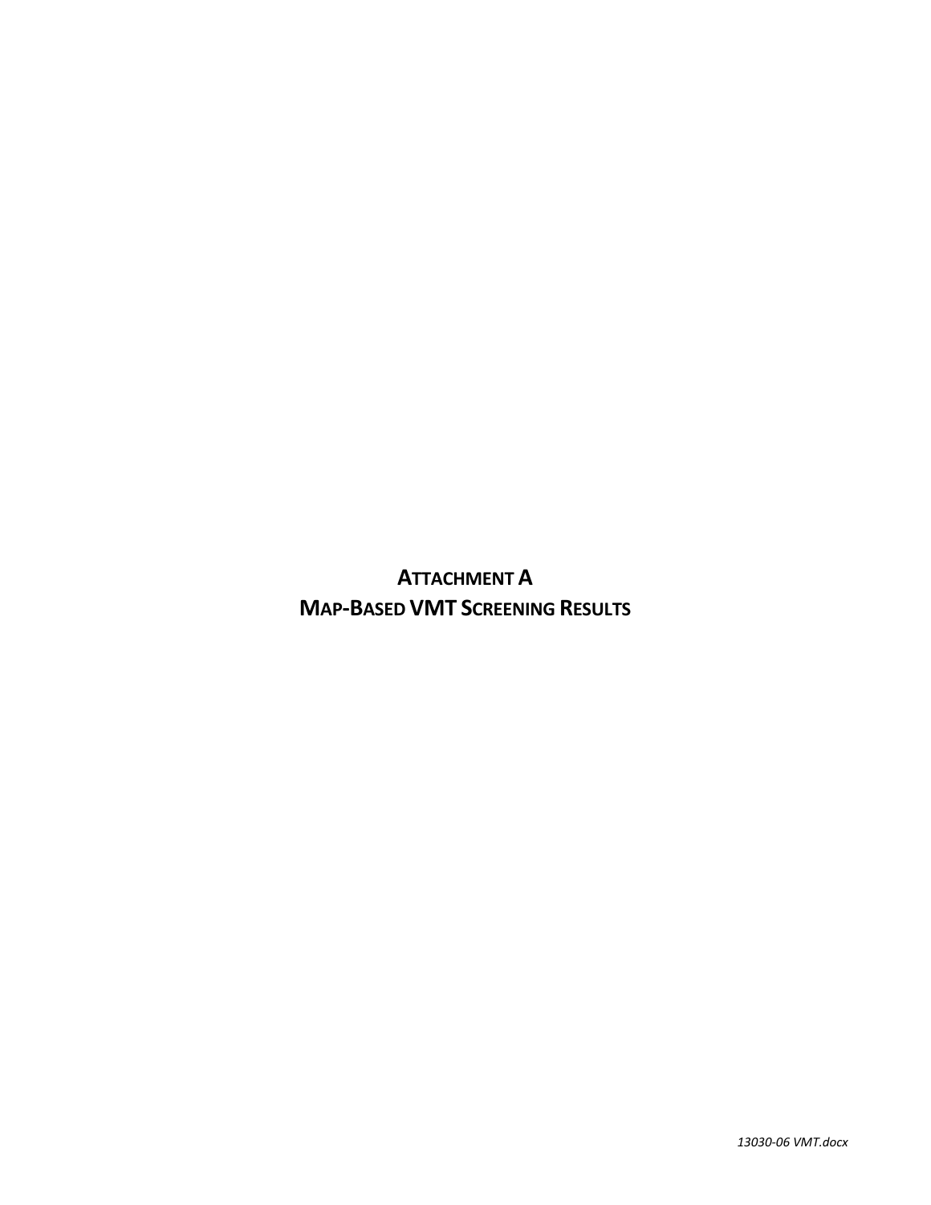# ATTACHMENT A
# MAP-BASED VMT SCREENING RESULTS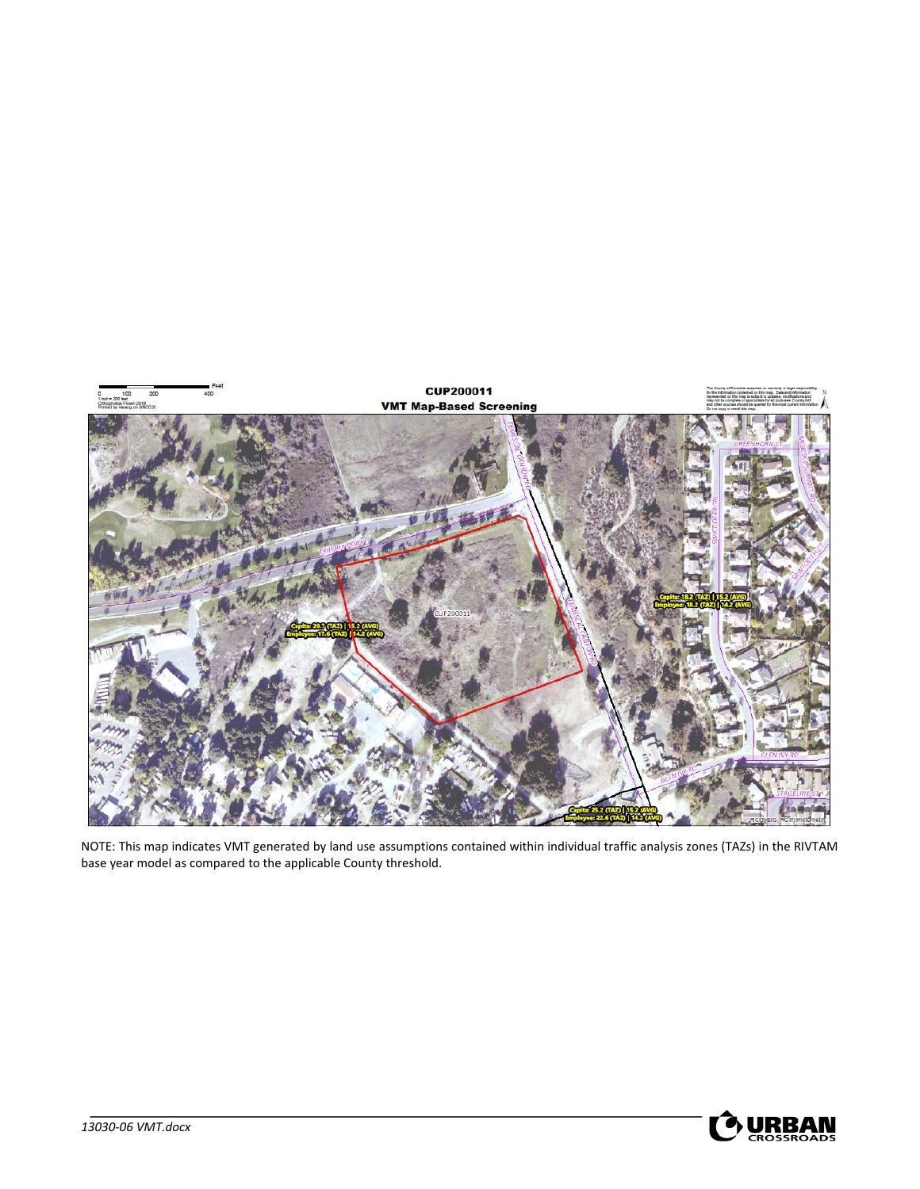0 100 200 400 Feet
1 inch = 200 feet
Orthophotos Flown 2018
Printed by kleung on 9/8/2020

**CUP200011**
**VMT Map-Based Screening**

The County of Riverside assumes no warranty or legal responsibility for the information contained on this map. Data and information represented on this map is subject to update, modifications and may not be complete or appropriate for all purposes. County GIS and other sources should be queried for the most current information. Do not copy or resell this map.

TRILOGY PKWY
TEMESCAL CANYON RD
GREENHORN CT
SWEETBRIER TRL
GLEN IVY RD
STAGELINE ST
CUP200011

Capita: 20.7 (TAZ) | 15.2 (AVG)
Employee: 17.6 (TAZ) | 14.2 (AVG)

Capita: 18.2 (TAZ) | 15.2 (AVG)
Employee: 18.2 (TAZ) | 14.2 (AVG)

Capita: 25.2 (TAZ) | 15.2 (AVG)
Employee: 22.6 (TAZ) | 14.2 (AVG)

NOTE: This map indicates VMT generated by land use assumptions contained within individual traffic analysis zones (TAZs) in the RIVTAM base year model as compared to the applicable County threshold.